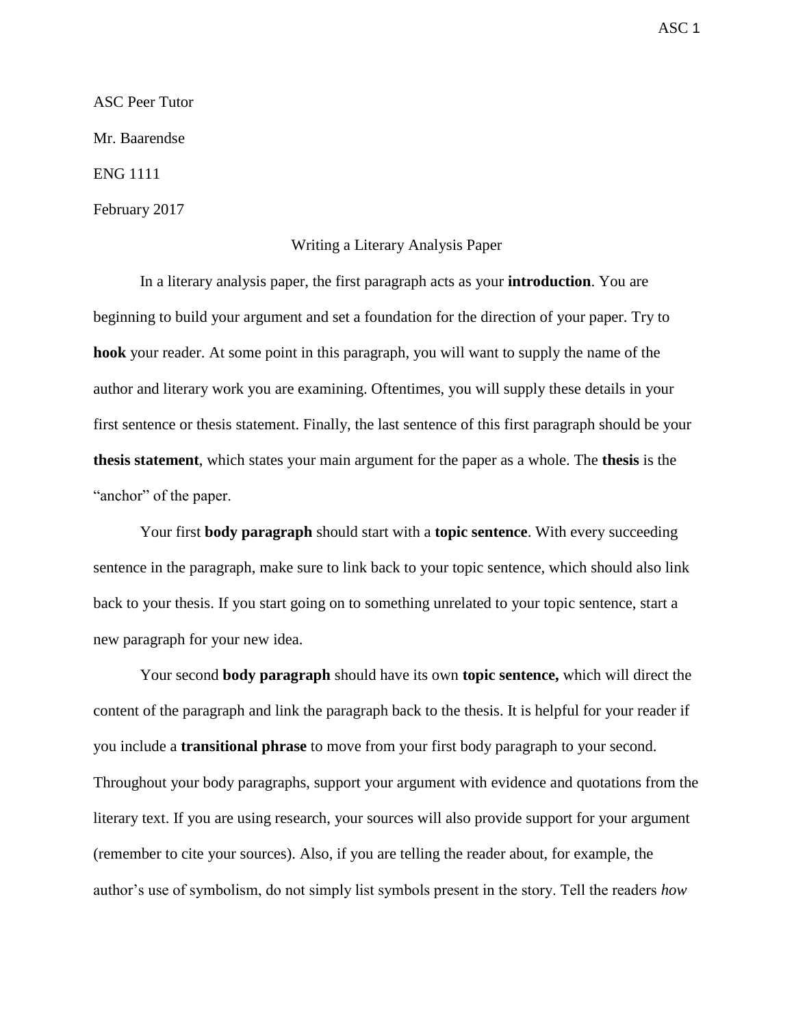ASC Peer Tutor

Mr. Baarendse

ENG 1111

February 2017

# Writing a Literary Analysis Paper

In a literary analysis paper, the first paragraph acts as your **introduction**. You are beginning to build your argument and set a foundation for the direction of your paper. Try to **hook** your reader. At some point in this paragraph, you will want to supply the name of the author and literary work you are examining. Oftentimes, you will supply these details in your first sentence or thesis statement. Finally, the last sentence of this first paragraph should be your **thesis statement**, which states your main argument for the paper as a whole. The **thesis** is the "anchor" of the paper.

Your first **body paragraph** should start with a **topic sentence**. With every succeeding sentence in the paragraph, make sure to link back to your topic sentence, which should also link back to your thesis. If you start going on to something unrelated to your topic sentence, start a new paragraph for your new idea.

Your second **body paragraph** should have its own **topic sentence,** which will direct the content of the paragraph and link the paragraph back to the thesis. It is helpful for your reader if you include a **transitional phrase** to move from your first body paragraph to your second. Throughout your body paragraphs, support your argument with evidence and quotations from the literary text. If you are using research, your sources will also provide support for your argument (remember to cite your sources). Also, if you are telling the reader about, for example, the author's use of symbolism, do not simply list symbols present in the story. Tell the readers *how*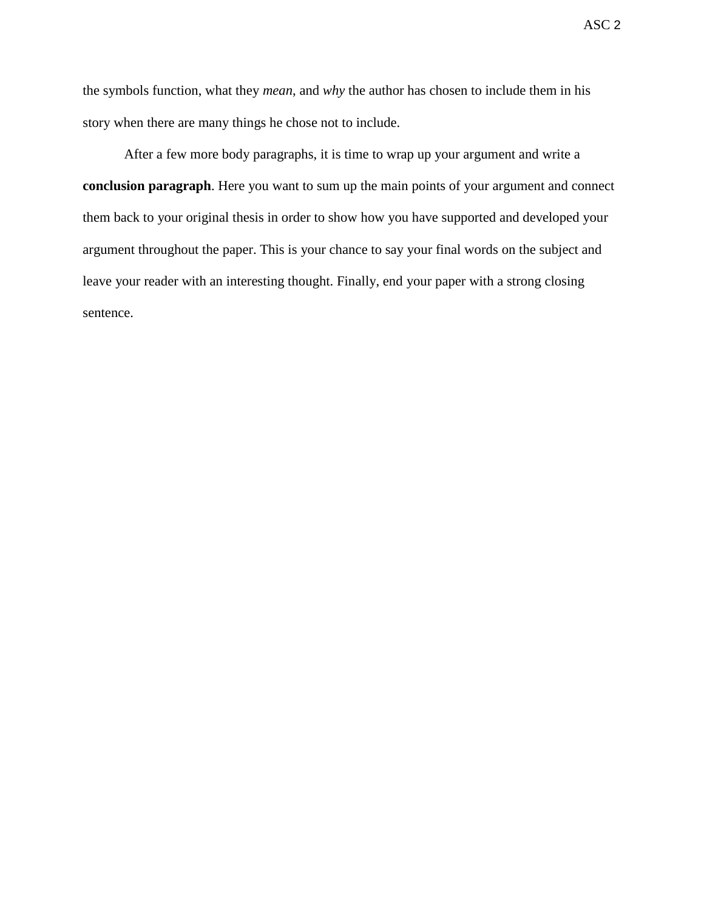the symbols function, what they *mean*, and *why* the author has chosen to include them in his story when there are many things he chose not to include.

After a few more body paragraphs, it is time to wrap up your argument and write a **conclusion paragraph**. Here you want to sum up the main points of your argument and connect them back to your original thesis in order to show how you have supported and developed your argument throughout the paper. This is your chance to say your final words on the subject and leave your reader with an interesting thought. Finally, end your paper with a strong closing sentence.